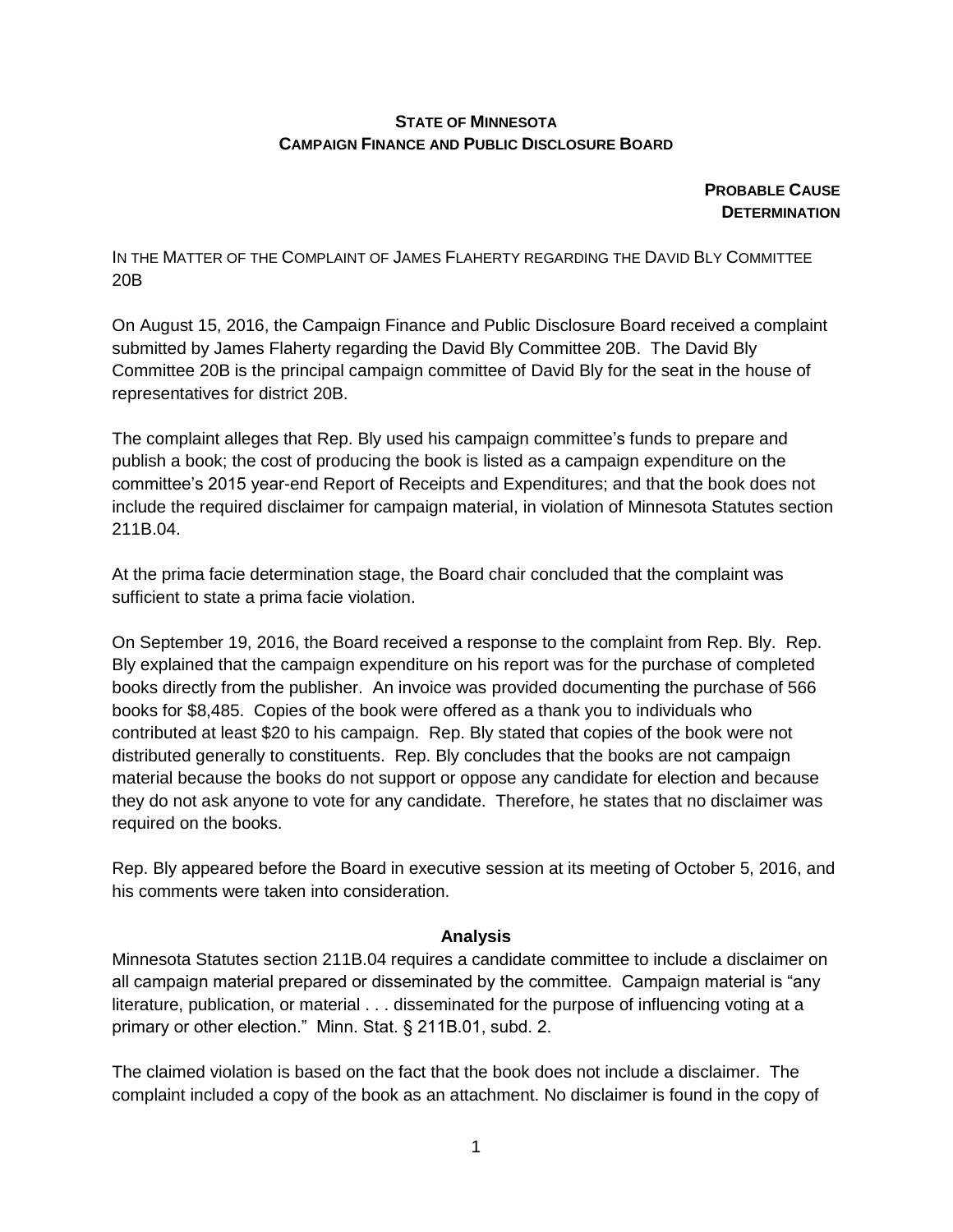**STATE OF MINNESOTA**
**CAMPAIGN FINANCE AND PUBLIC DISCLOSURE BOARD**

**PROBABLE CAUSE DETERMINATION**

IN THE MATTER OF THE COMPLAINT OF JAMES FLAHERTY REGARDING THE DAVID BLY COMMITTEE 20B

On August 15, 2016, the Campaign Finance and Public Disclosure Board received a complaint submitted by James Flaherty regarding the David Bly Committee 20B. The David Bly Committee 20B is the principal campaign committee of David Bly for the seat in the house of representatives for district 20B.

The complaint alleges that Rep. Bly used his campaign committee's funds to prepare and publish a book; the cost of producing the book is listed as a campaign expenditure on the committee's 2015 year-end Report of Receipts and Expenditures; and that the book does not include the required disclaimer for campaign material, in violation of Minnesota Statutes section 211B.04.

At the prima facie determination stage, the Board chair concluded that the complaint was sufficient to state a prima facie violation.

On September 19, 2016, the Board received a response to the complaint from Rep. Bly. Rep. Bly explained that the campaign expenditure on his report was for the purchase of completed books directly from the publisher. An invoice was provided documenting the purchase of 566 books for $8,485. Copies of the book were offered as a thank you to individuals who contributed at least $20 to his campaign. Rep. Bly stated that copies of the book were not distributed generally to constituents. Rep. Bly concludes that the books are not campaign material because the books do not support or oppose any candidate for election and because they do not ask anyone to vote for any candidate. Therefore, he states that no disclaimer was required on the books.

Rep. Bly appeared before the Board in executive session at its meeting of October 5, 2016, and his comments were taken into consideration.

## Analysis

Minnesota Statutes section 211B.04 requires a candidate committee to include a disclaimer on all campaign material prepared or disseminated by the committee. Campaign material is "any literature, publication, or material . . . disseminated for the purpose of influencing voting at a primary or other election." Minn. Stat. § 211B.01, subd. 2.

The claimed violation is based on the fact that the book does not include a disclaimer. The complaint included a copy of the book as an attachment. No disclaimer is found in the copy of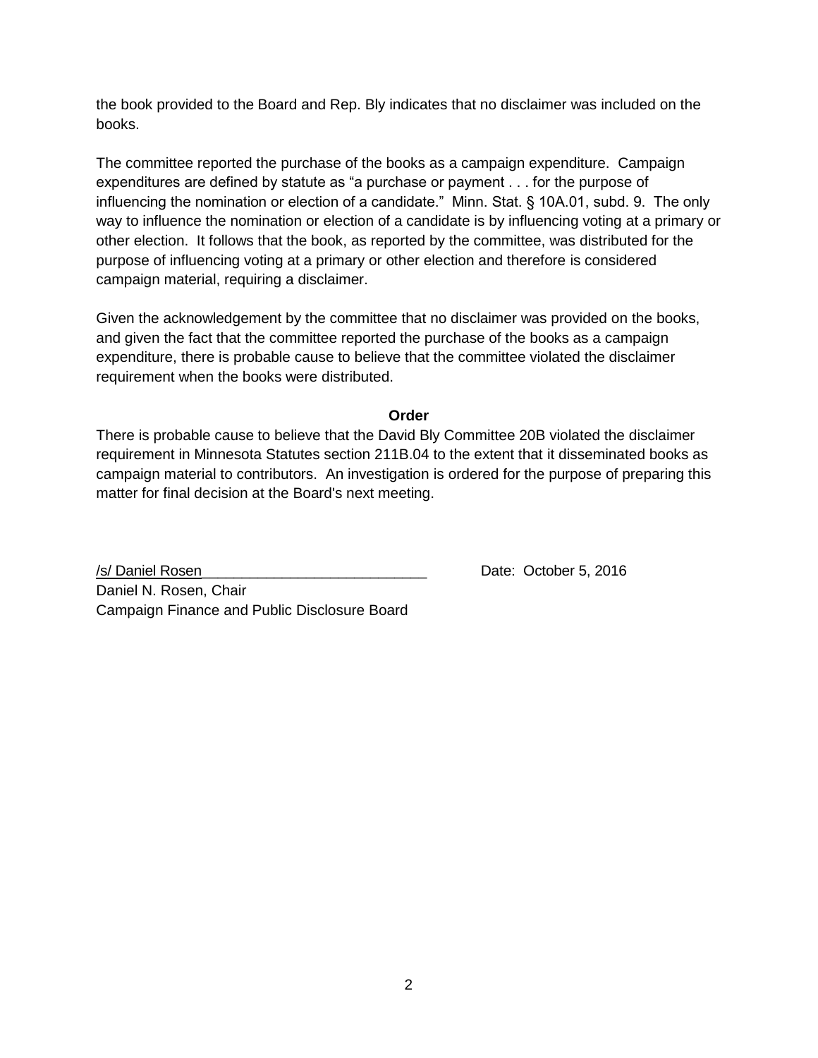the book provided to the Board and Rep. Bly indicates that no disclaimer was included on the books.

The committee reported the purchase of the books as a campaign expenditure. Campaign expenditures are defined by statute as "a purchase or payment . . . for the purpose of influencing the nomination or election of a candidate." Minn. Stat. § 10A.01, subd. 9. The only way to influence the nomination or election of a candidate is by influencing voting at a primary or other election. It follows that the book, as reported by the committee, was distributed for the purpose of influencing voting at a primary or other election and therefore is considered campaign material, requiring a disclaimer.

Given the acknowledgement by the committee that no disclaimer was provided on the books, and given the fact that the committee reported the purchase of the books as a campaign expenditure, there is probable cause to believe that the committee violated the disclaimer requirement when the books were distributed.

**Order**

There is probable cause to believe that the David Bly Committee 20B violated the disclaimer requirement in Minnesota Statutes section 211B.04 to the extent that it disseminated books as campaign material to contributors. An investigation is ordered for the purpose of preparing this matter for final decision at the Board's next meeting.

/s/ Daniel Rosen____________________________ Date: October 5, 2016

Daniel N. Rosen, Chair
Campaign Finance and Public Disclosure Board